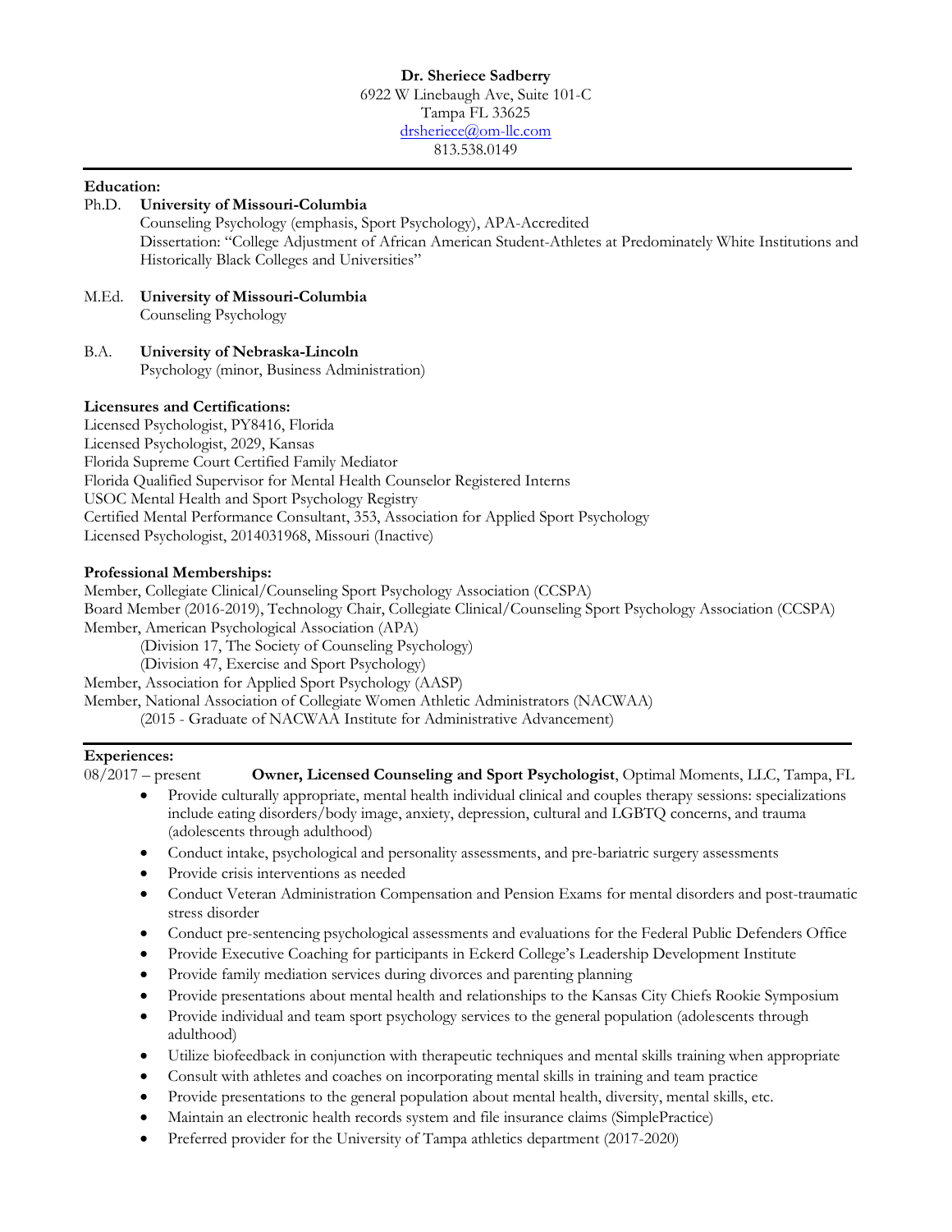**Dr. Sheriece Sadberry**
6922 W Linebaugh Ave, Suite 101-C
Tampa FL 33625
drsheriece@om-llc.com
813.538.0149

---

## Education:

Ph.D. **University of Missouri-Columbia**
Counseling Psychology (emphasis, Sport Psychology), APA-Accredited
Dissertation: "College Adjustment of African American Student-Athletes at Predominately White Institutions and Historically Black Colleges and Universities"

M.Ed. **University of Missouri-Columbia**
Counseling Psychology

B.A. **University of Nebraska-Lincoln**
Psychology (minor, Business Administration)

## Licensures and Certifications:

Licensed Psychologist, PY8416, Florida
Licensed Psychologist, 2029, Kansas
Florida Supreme Court Certified Family Mediator
Florida Qualified Supervisor for Mental Health Counselor Registered Interns
USOC Mental Health and Sport Psychology Registry
Certified Mental Performance Consultant, 353, Association for Applied Sport Psychology
Licensed Psychologist, 2014031968, Missouri (Inactive)

## Professional Memberships:

Member, Collegiate Clinical/Counseling Sport Psychology Association (CCSPA)
Board Member (2016-2019), Technology Chair, Collegiate Clinical/Counseling Sport Psychology Association (CCSPA)
Member, American Psychological Association (APA)
(Division 17, The Society of Counseling Psychology)
(Division 47, Exercise and Sport Psychology)
Member, Association for Applied Sport Psychology (AASP)
Member, National Association of Collegiate Women Athletic Administrators (NACWAA)
(2015 - Graduate of NACWAA Institute for Administrative Advancement)

---

## Experiences:

08/2017 – present **Owner, Licensed Counseling and Sport Psychologist**, Optimal Moments, LLC, Tampa, FL

- Provide culturally appropriate, mental health individual clinical and couples therapy sessions: specializations include eating disorders/body image, anxiety, depression, cultural and LGBTQ concerns, and trauma (adolescents through adulthood)
- Conduct intake, psychological and personality assessments, and pre-bariatric surgery assessments
- Provide crisis interventions as needed
- Conduct Veteran Administration Compensation and Pension Exams for mental disorders and post-traumatic stress disorder
- Conduct pre-sentencing psychological assessments and evaluations for the Federal Public Defenders Office
- Provide Executive Coaching for participants in Eckerd College's Leadership Development Institute
- Provide family mediation services during divorces and parenting planning
- Provide presentations about mental health and relationships to the Kansas City Chiefs Rookie Symposium
- Provide individual and team sport psychology services to the general population (adolescents through adulthood)
- Utilize biofeedback in conjunction with therapeutic techniques and mental skills training when appropriate
- Consult with athletes and coaches on incorporating mental skills in training and team practice
- Provide presentations to the general population about mental health, diversity, mental skills, etc.
- Maintain an electronic health records system and file insurance claims (SimplePractice)
- Preferred provider for the University of Tampa athletics department (2017-2020)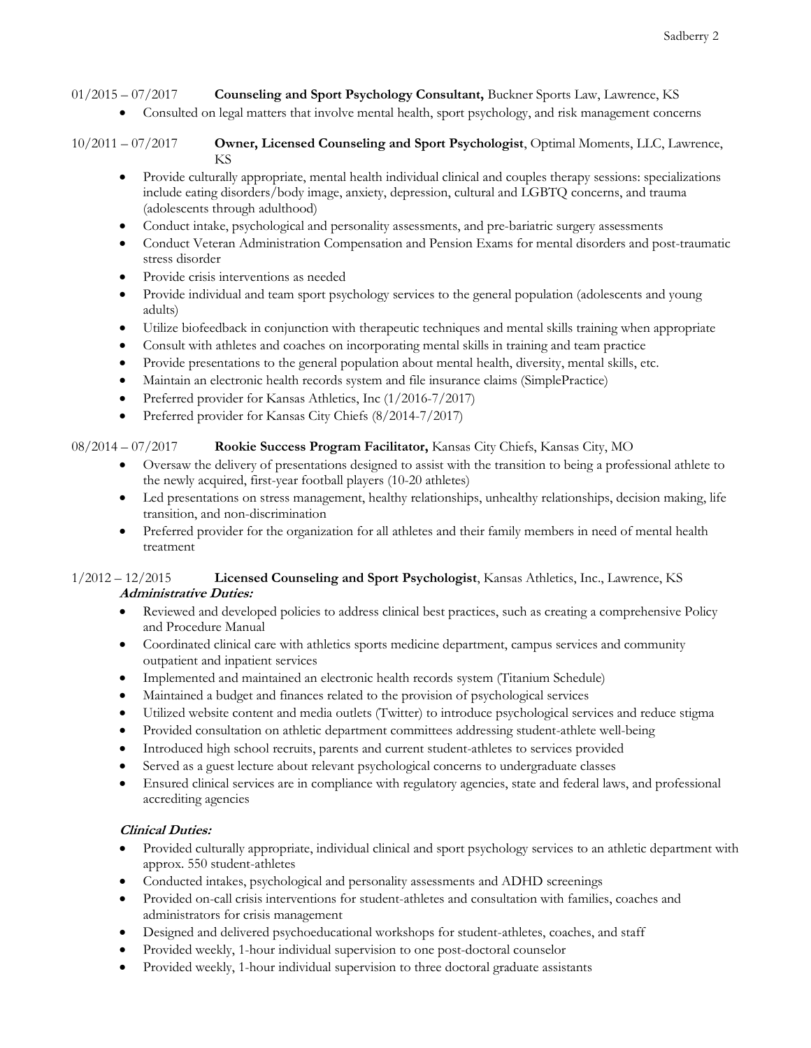01/2015 – 07/2017 **Counseling and Sport Psychology Consultant,** Buckner Sports Law, Lawrence, KS

- Consulted on legal matters that involve mental health, sport psychology, and risk management concerns

10/2011 – 07/2017 **Owner, Licensed Counseling and Sport Psychologist**, Optimal Moments, LLC, Lawrence, KS

- Provide culturally appropriate, mental health individual clinical and couples therapy sessions: specializations include eating disorders/body image, anxiety, depression, cultural and LGBTQ concerns, and trauma (adolescents through adulthood)
- Conduct intake, psychological and personality assessments, and pre-bariatric surgery assessments
- Conduct Veteran Administration Compensation and Pension Exams for mental disorders and post-traumatic stress disorder
- Provide crisis interventions as needed
- Provide individual and team sport psychology services to the general population (adolescents and young adults)
- Utilize biofeedback in conjunction with therapeutic techniques and mental skills training when appropriate
- Consult with athletes and coaches on incorporating mental skills in training and team practice
- Provide presentations to the general population about mental health, diversity, mental skills, etc.
- Maintain an electronic health records system and file insurance claims (SimplePractice)
- Preferred provider for Kansas Athletics, Inc (1/2016-7/2017)
- Preferred provider for Kansas City Chiefs (8/2014-7/2017)

08/2014 – 07/2017 **Rookie Success Program Facilitator,** Kansas City Chiefs, Kansas City, MO

- Oversaw the delivery of presentations designed to assist with the transition to being a professional athlete to the newly acquired, first-year football players (10-20 athletes)
- Led presentations on stress management, healthy relationships, unhealthy relationships, decision making, life transition, and non-discrimination
- Preferred provider for the organization for all athletes and their family members in need of mental health treatment

1/2012 – 12/2015 **Licensed Counseling and Sport Psychologist**, Kansas Athletics, Inc., Lawrence, KS

***Administrative Duties:***

- Reviewed and developed policies to address clinical best practices, such as creating a comprehensive Policy and Procedure Manual
- Coordinated clinical care with athletics sports medicine department, campus services and community outpatient and inpatient services
- Implemented and maintained an electronic health records system (Titanium Schedule)
- Maintained a budget and finances related to the provision of psychological services
- Utilized website content and media outlets (Twitter) to introduce psychological services and reduce stigma
- Provided consultation on athletic department committees addressing student-athlete well-being
- Introduced high school recruits, parents and current student-athletes to services provided
- Served as a guest lecture about relevant psychological concerns to undergraduate classes
- Ensured clinical services are in compliance with regulatory agencies, state and federal laws, and professional accrediting agencies

***Clinical Duties:***

- Provided culturally appropriate, individual clinical and sport psychology services to an athletic department with approx. 550 student-athletes
- Conducted intakes, psychological and personality assessments and ADHD screenings
- Provided on-call crisis interventions for student-athletes and consultation with families, coaches and administrators for crisis management
- Designed and delivered psychoeducational workshops for student-athletes, coaches, and staff
- Provided weekly, 1-hour individual supervision to one post-doctoral counselor
- Provided weekly, 1-hour individual supervision to three doctoral graduate assistants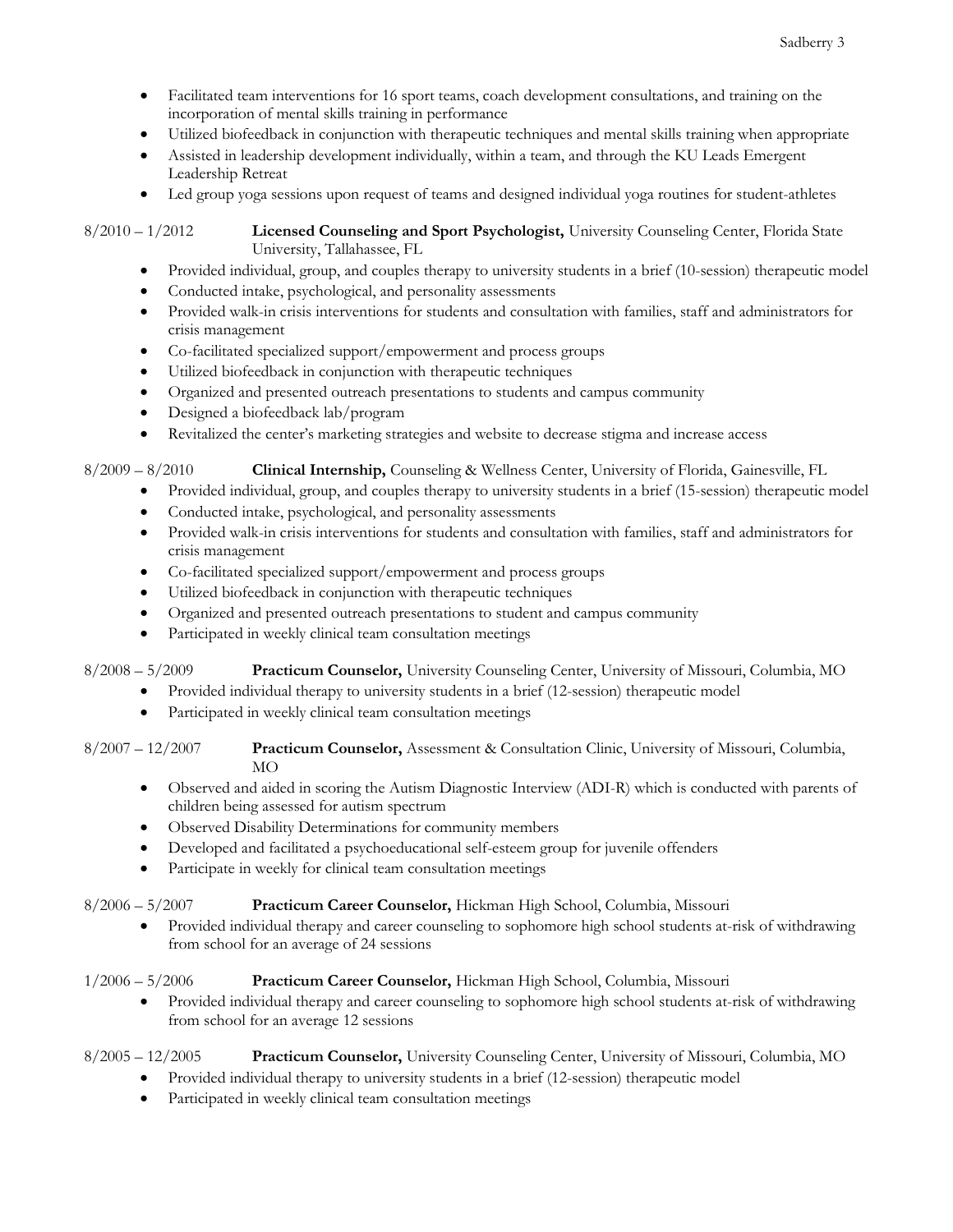- Facilitated team interventions for 16 sport teams, coach development consultations, and training on the incorporation of mental skills training in performance
- Utilized biofeedback in conjunction with therapeutic techniques and mental skills training when appropriate
- Assisted in leadership development individually, within a team, and through the KU Leads Emergent Leadership Retreat
- Led group yoga sessions upon request of teams and designed individual yoga routines for student-athletes

8/2010 – 1/2012 **Licensed Counseling and Sport Psychologist,** University Counseling Center, Florida State University, Tallahassee, FL

- Provided individual, group, and couples therapy to university students in a brief (10-session) therapeutic model
- Conducted intake, psychological, and personality assessments
- Provided walk-in crisis interventions for students and consultation with families, staff and administrators for crisis management
- Co-facilitated specialized support/empowerment and process groups
- Utilized biofeedback in conjunction with therapeutic techniques
- Organized and presented outreach presentations to students and campus community
- Designed a biofeedback lab/program
- Revitalized the center's marketing strategies and website to decrease stigma and increase access

8/2009 – 8/2010 **Clinical Internship,** Counseling & Wellness Center, University of Florida, Gainesville, FL

- Provided individual, group, and couples therapy to university students in a brief (15-session) therapeutic model
- Conducted intake, psychological, and personality assessments
- Provided walk-in crisis interventions for students and consultation with families, staff and administrators for crisis management
- Co-facilitated specialized support/empowerment and process groups
- Utilized biofeedback in conjunction with therapeutic techniques
- Organized and presented outreach presentations to student and campus community
- Participated in weekly clinical team consultation meetings

8/2008 – 5/2009 **Practicum Counselor,** University Counseling Center, University of Missouri, Columbia, MO

- Provided individual therapy to university students in a brief (12-session) therapeutic model
- Participated in weekly clinical team consultation meetings

8/2007 – 12/2007 **Practicum Counselor,** Assessment & Consultation Clinic, University of Missouri, Columbia, MO

- Observed and aided in scoring the Autism Diagnostic Interview (ADI-R) which is conducted with parents of children being assessed for autism spectrum
- Observed Disability Determinations for community members
- Developed and facilitated a psychoeducational self-esteem group for juvenile offenders
- Participate in weekly for clinical team consultation meetings

8/2006 – 5/2007 **Practicum Career Counselor,** Hickman High School, Columbia, Missouri

- Provided individual therapy and career counseling to sophomore high school students at-risk of withdrawing from school for an average of 24 sessions

1/2006 – 5/2006 **Practicum Career Counselor,** Hickman High School, Columbia, Missouri

- Provided individual therapy and career counseling to sophomore high school students at-risk of withdrawing from school for an average 12 sessions

8/2005 – 12/2005 **Practicum Counselor,** University Counseling Center, University of Missouri, Columbia, MO

- Provided individual therapy to university students in a brief (12-session) therapeutic model
- Participated in weekly clinical team consultation meetings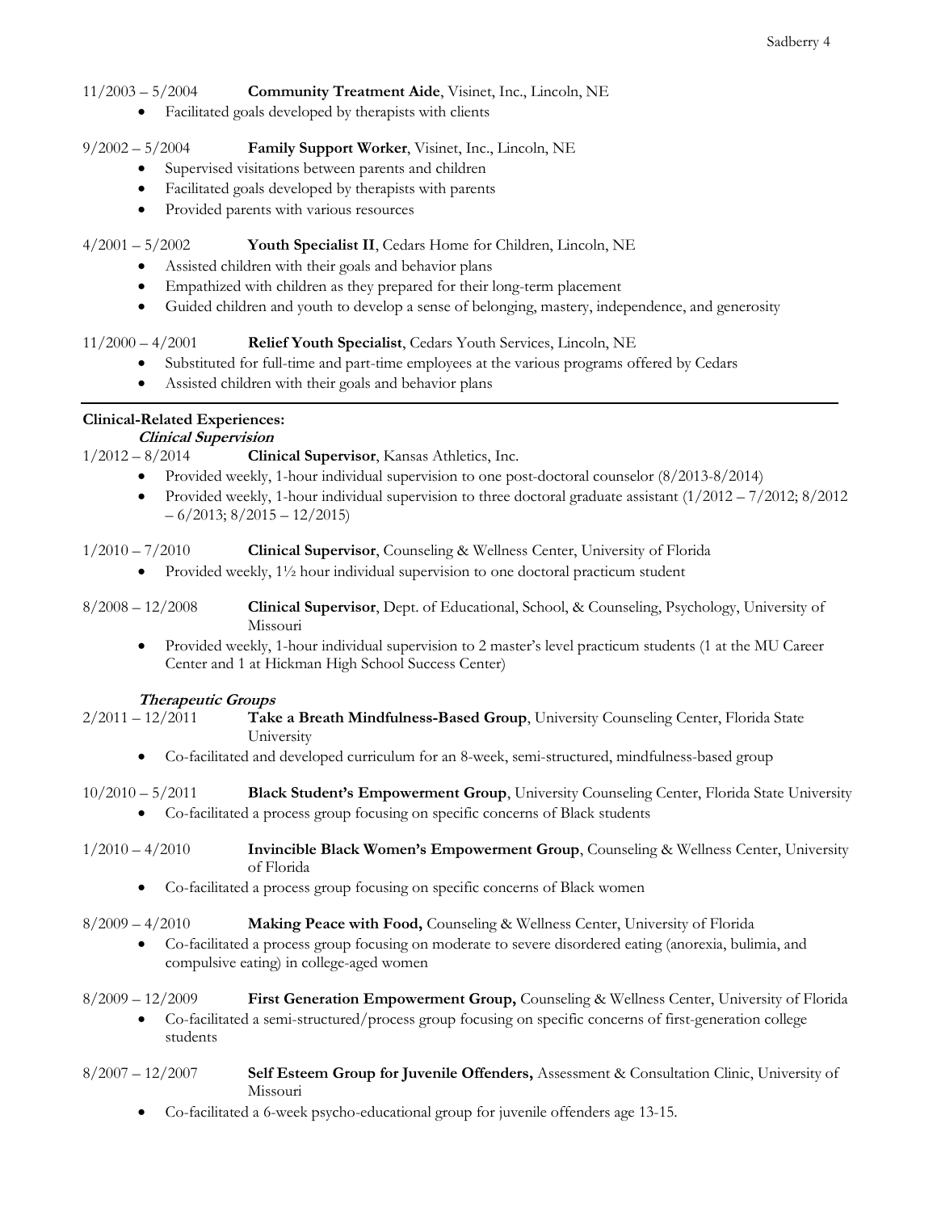11/2003 – 5/2004 **Community Treatment Aide**, Visinet, Inc., Lincoln, NE

- Facilitated goals developed by therapists with clients

9/2002 – 5/2004 **Family Support Worker**, Visinet, Inc., Lincoln, NE

- Supervised visitations between parents and children
- Facilitated goals developed by therapists with parents
- Provided parents with various resources

4/2001 – 5/2002 **Youth Specialist II**, Cedars Home for Children, Lincoln, NE

- Assisted children with their goals and behavior plans
- Empathized with children as they prepared for their long-term placement
- Guided children and youth to develop a sense of belonging, mastery, independence, and generosity

11/2000 – 4/2001 **Relief Youth Specialist**, Cedars Youth Services, Lincoln, NE

- Substituted for full-time and part-time employees at the various programs offered by Cedars
- Assisted children with their goals and behavior plans

---

**Clinical-Related Experiences:**

***Clinical Supervision***

1/2012 – 8/2014 **Clinical Supervisor**, Kansas Athletics, Inc.

- Provided weekly, 1-hour individual supervision to one post-doctoral counselor (8/2013-8/2014)
- Provided weekly, 1-hour individual supervision to three doctoral graduate assistant (1/2012 – 7/2012; 8/2012 – 6/2013; 8/2015 – 12/2015)

1/2010 – 7/2010 **Clinical Supervisor**, Counseling & Wellness Center, University of Florida

- Provided weekly, 1½ hour individual supervision to one doctoral practicum student

8/2008 – 12/2008 **Clinical Supervisor**, Dept. of Educational, School, & Counseling, Psychology, University of Missouri

- Provided weekly, 1-hour individual supervision to 2 master's level practicum students (1 at the MU Career Center and 1 at Hickman High School Success Center)

***Therapeutic Groups***

2/2011 – 12/2011 **Take a Breath Mindfulness-Based Group**, University Counseling Center, Florida State University

- Co-facilitated and developed curriculum for an 8-week, semi-structured, mindfulness-based group

10/2010 – 5/2011 **Black Student's Empowerment Group**, University Counseling Center, Florida State University

- Co-facilitated a process group focusing on specific concerns of Black students

1/2010 – 4/2010 **Invincible Black Women's Empowerment Group**, Counseling & Wellness Center, University of Florida

- Co-facilitated a process group focusing on specific concerns of Black women

8/2009 – 4/2010 **Making Peace with Food,** Counseling & Wellness Center, University of Florida

- Co-facilitated a process group focusing on moderate to severe disordered eating (anorexia, bulimia, and compulsive eating) in college-aged women

8/2009 – 12/2009 **First Generation Empowerment Group,** Counseling & Wellness Center, University of Florida

- Co-facilitated a semi-structured/process group focusing on specific concerns of first-generation college students

8/2007 – 12/2007 **Self Esteem Group for Juvenile Offenders,** Assessment & Consultation Clinic, University of Missouri

- Co-facilitated a 6-week psycho-educational group for juvenile offenders age 13-15.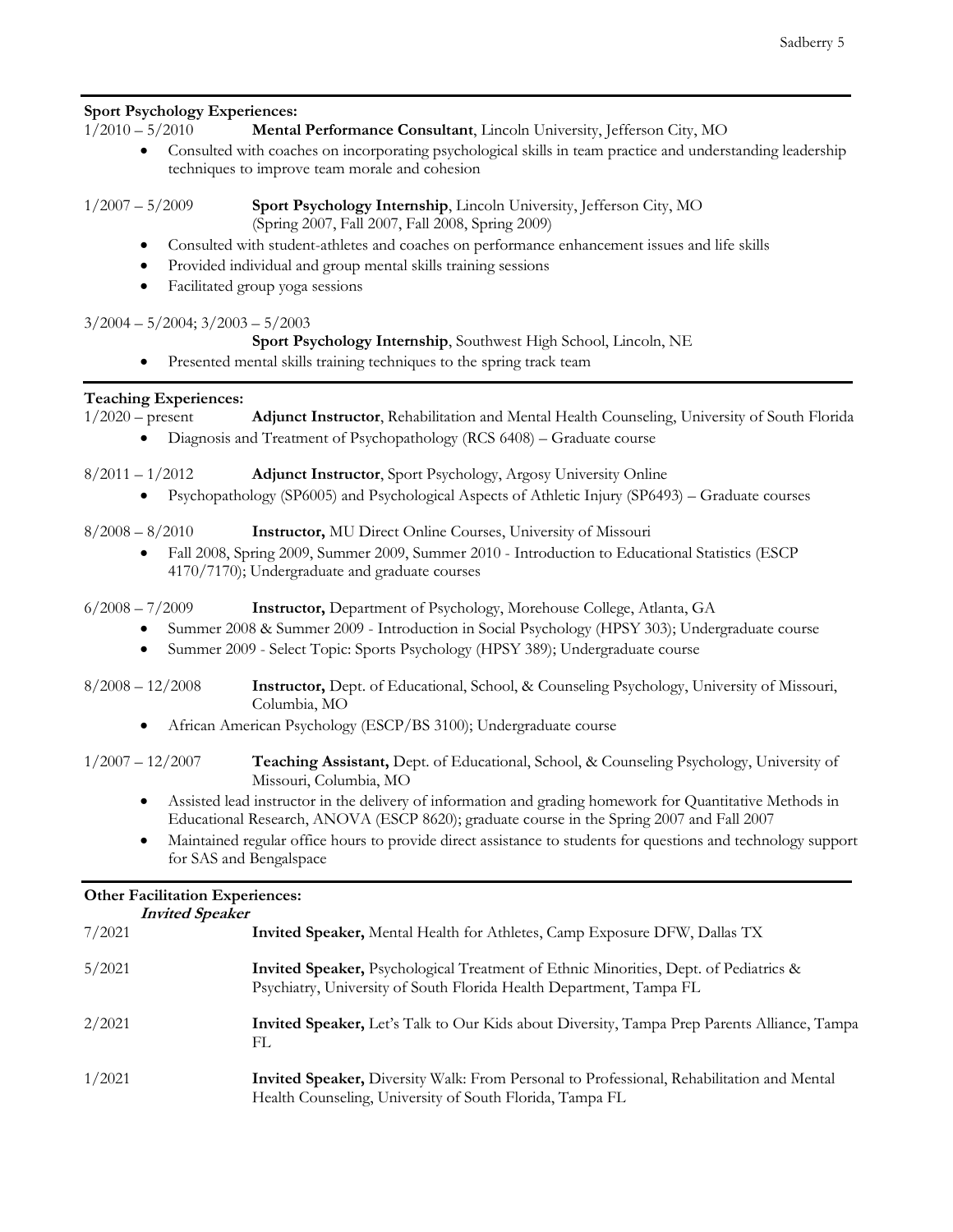## Sport Psychology Experiences:

1/2010 – 5/2010 **Mental Performance Consultant**, Lincoln University, Jefferson City, MO

- Consulted with coaches on incorporating psychological skills in team practice and understanding leadership techniques to improve team morale and cohesion

1/2007 – 5/2009 **Sport Psychology Internship**, Lincoln University, Jefferson City, MO (Spring 2007, Fall 2007, Fall 2008, Spring 2009)

- Consulted with student-athletes and coaches on performance enhancement issues and life skills
- Provided individual and group mental skills training sessions
- Facilitated group yoga sessions

3/2004 – 5/2004; 3/2003 – 5/2003 **Sport Psychology Internship**, Southwest High School, Lincoln, NE

- Presented mental skills training techniques to the spring track team

## Teaching Experiences:

1/2020 – present **Adjunct Instructor**, Rehabilitation and Mental Health Counseling, University of South Florida

- Diagnosis and Treatment of Psychopathology (RCS 6408) – Graduate course

8/2011 – 1/2012 **Adjunct Instructor**, Sport Psychology, Argosy University Online

- Psychopathology (SP6005) and Psychological Aspects of Athletic Injury (SP6493) – Graduate courses

8/2008 – 8/2010 **Instructor,** MU Direct Online Courses, University of Missouri

- Fall 2008, Spring 2009, Summer 2009, Summer 2010 - Introduction to Educational Statistics (ESCP 4170/7170); Undergraduate and graduate courses

6/2008 – 7/2009 **Instructor,** Department of Psychology, Morehouse College, Atlanta, GA

- Summer 2008 & Summer 2009 - Introduction in Social Psychology (HPSY 303); Undergraduate course
- Summer 2009 - Select Topic: Sports Psychology (HPSY 389); Undergraduate course

8/2008 – 12/2008 **Instructor,** Dept. of Educational, School, & Counseling Psychology, University of Missouri, Columbia, MO

- African American Psychology (ESCP/BS 3100); Undergraduate course

1/2007 – 12/2007 **Teaching Assistant,** Dept. of Educational, School, & Counseling Psychology, University of Missouri, Columbia, MO

- Assisted lead instructor in the delivery of information and grading homework for Quantitative Methods in Educational Research, ANOVA (ESCP 8620); graduate course in the Spring 2007 and Fall 2007
- Maintained regular office hours to provide direct assistance to students for questions and technology support for SAS and Bengalspace

## Other Facilitation Experiences:

### *Invited Speaker*

7/2021 **Invited Speaker,** Mental Health for Athletes, Camp Exposure DFW, Dallas TX

5/2021 **Invited Speaker,** Psychological Treatment of Ethnic Minorities, Dept. of Pediatrics & Psychiatry, University of South Florida Health Department, Tampa FL

2/2021 **Invited Speaker,** Let's Talk to Our Kids about Diversity, Tampa Prep Parents Alliance, Tampa FL

1/2021 **Invited Speaker,** Diversity Walk: From Personal to Professional, Rehabilitation and Mental Health Counseling, University of South Florida, Tampa FL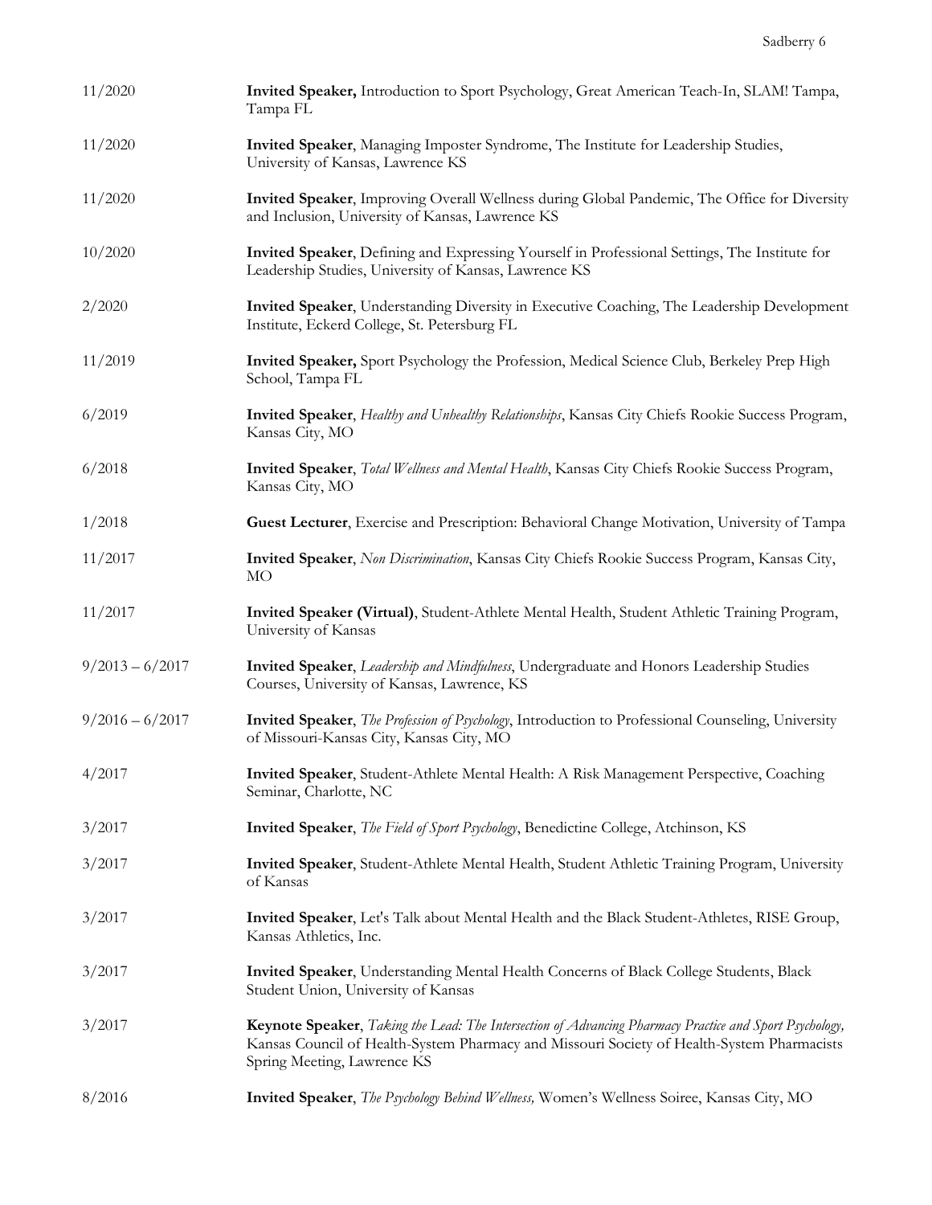11/2020 **Invited Speaker,** Introduction to Sport Psychology, Great American Teach-In, SLAM! Tampa, Tampa FL

11/2020 **Invited Speaker**, Managing Imposter Syndrome, The Institute for Leadership Studies, University of Kansas, Lawrence KS

11/2020 **Invited Speaker**, Improving Overall Wellness during Global Pandemic, The Office for Diversity and Inclusion, University of Kansas, Lawrence KS

10/2020 **Invited Speaker**, Defining and Expressing Yourself in Professional Settings, The Institute for Leadership Studies, University of Kansas, Lawrence KS

2/2020 **Invited Speaker**, Understanding Diversity in Executive Coaching, The Leadership Development Institute, Eckerd College, St. Petersburg FL

11/2019 **Invited Speaker,** Sport Psychology the Profession, Medical Science Club, Berkeley Prep High School, Tampa FL

6/2019 **Invited Speaker**, *Healthy and Unhealthy Relationships*, Kansas City Chiefs Rookie Success Program, Kansas City, MO

6/2018 **Invited Speaker**, *Total Wellness and Mental Health*, Kansas City Chiefs Rookie Success Program, Kansas City, MO

1/2018 **Guest Lecturer**, Exercise and Prescription: Behavioral Change Motivation, University of Tampa

11/2017 **Invited Speaker**, *Non Discrimination*, Kansas City Chiefs Rookie Success Program, Kansas City, MO

11/2017 **Invited Speaker (Virtual)**, Student-Athlete Mental Health, Student Athletic Training Program, University of Kansas

9/2013 – 6/2017 **Invited Speaker**, *Leadership and Mindfulness*, Undergraduate and Honors Leadership Studies Courses, University of Kansas, Lawrence, KS

9/2016 – 6/2017 **Invited Speaker**, *The Profession of Psychology*, Introduction to Professional Counseling, University of Missouri-Kansas City, Kansas City, MO

4/2017 **Invited Speaker**, Student-Athlete Mental Health: A Risk Management Perspective, Coaching Seminar, Charlotte, NC

3/2017 **Invited Speaker**, *The Field of Sport Psychology*, Benedictine College, Atchinson, KS

3/2017 **Invited Speaker**, Student-Athlete Mental Health, Student Athletic Training Program, University of Kansas

3/2017 **Invited Speaker**, Let's Talk about Mental Health and the Black Student-Athletes, RISE Group, Kansas Athletics, Inc.

3/2017 **Invited Speaker**, Understanding Mental Health Concerns of Black College Students, Black Student Union, University of Kansas

3/2017 **Keynote Speaker**, *Taking the Lead: The Intersection of Advancing Pharmacy Practice and Sport Psychology,* Kansas Council of Health-System Pharmacy and Missouri Society of Health-System Pharmacists Spring Meeting, Lawrence KS

8/2016 **Invited Speaker**, *The Psychology Behind Wellness,* Women's Wellness Soiree, Kansas City, MO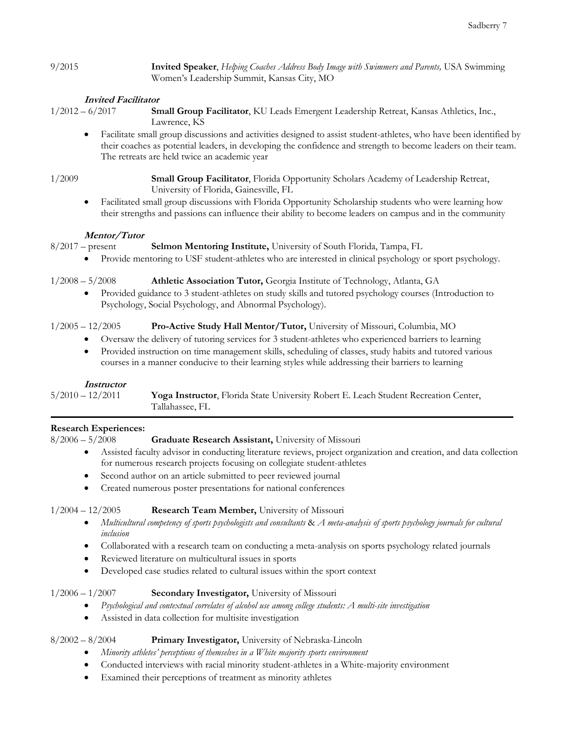9/2015 **Invited Speaker**, *Helping Coaches Address Body Image with Swimmers and Parents,* USA Swimming Women's Leadership Summit, Kansas City, MO

***Invited Facilitator***

1/2012 – 6/2017 **Small Group Facilitator**, KU Leads Emergent Leadership Retreat, Kansas Athletics, Inc., Lawrence, KS

- Facilitate small group discussions and activities designed to assist student-athletes, who have been identified by their coaches as potential leaders, in developing the confidence and strength to become leaders on their team. The retreats are held twice an academic year

1/2009 **Small Group Facilitator**, Florida Opportunity Scholars Academy of Leadership Retreat, University of Florida, Gainesville, FL

- Facilitated small group discussions with Florida Opportunity Scholarship students who were learning how their strengths and passions can influence their ability to become leaders on campus and in the community

***Mentor/Tutor***

8/2017 – present **Selmon Mentoring Institute,** University of South Florida, Tampa, FL

- Provide mentoring to USF student-athletes who are interested in clinical psychology or sport psychology.

1/2008 – 5/2008 **Athletic Association Tutor,** Georgia Institute of Technology, Atlanta, GA

- Provided guidance to 3 student-athletes on study skills and tutored psychology courses (Introduction to Psychology, Social Psychology, and Abnormal Psychology).

1/2005 – 12/2005 **Pro-Active Study Hall Mentor/Tutor,** University of Missouri, Columbia, MO

- Oversaw the delivery of tutoring services for 3 student-athletes who experienced barriers to learning
- Provided instruction on time management skills, scheduling of classes, study habits and tutored various courses in a manner conducive to their learning styles while addressing their barriers to learning

***Instructor***

5/2010 – 12/2011 **Yoga Instructor**, Florida State University Robert E. Leach Student Recreation Center, Tallahassee, FL

---

**Research Experiences:**

8/2006 – 5/2008 **Graduate Research Assistant,** University of Missouri

- Assisted faculty advisor in conducting literature reviews, project organization and creation, and data collection for numerous research projects focusing on collegiate student-athletes
- Second author on an article submitted to peer reviewed journal
- Created numerous poster presentations for national conferences

1/2004 – 12/2005 **Research Team Member,** University of Missouri

- *Multicultural competency of sports psychologists and consultants* & *A meta-analysis of sports psychology journals for cultural inclusion*
- Collaborated with a research team on conducting a meta-analysis on sports psychology related journals
- Reviewed literature on multicultural issues in sports
- Developed case studies related to cultural issues within the sport context

1/2006 – 1/2007 **Secondary Investigator,** University of Missouri

- *Psychological and contextual correlates of alcohol use among college students: A multi-site investigation*
- Assisted in data collection for multisite investigation

8/2002 – 8/2004 **Primary Investigator,** University of Nebraska-Lincoln

- *Minority athletes' perceptions of themselves in a White majority sports environment*
- Conducted interviews with racial minority student-athletes in a White-majority environment
- Examined their perceptions of treatment as minority athletes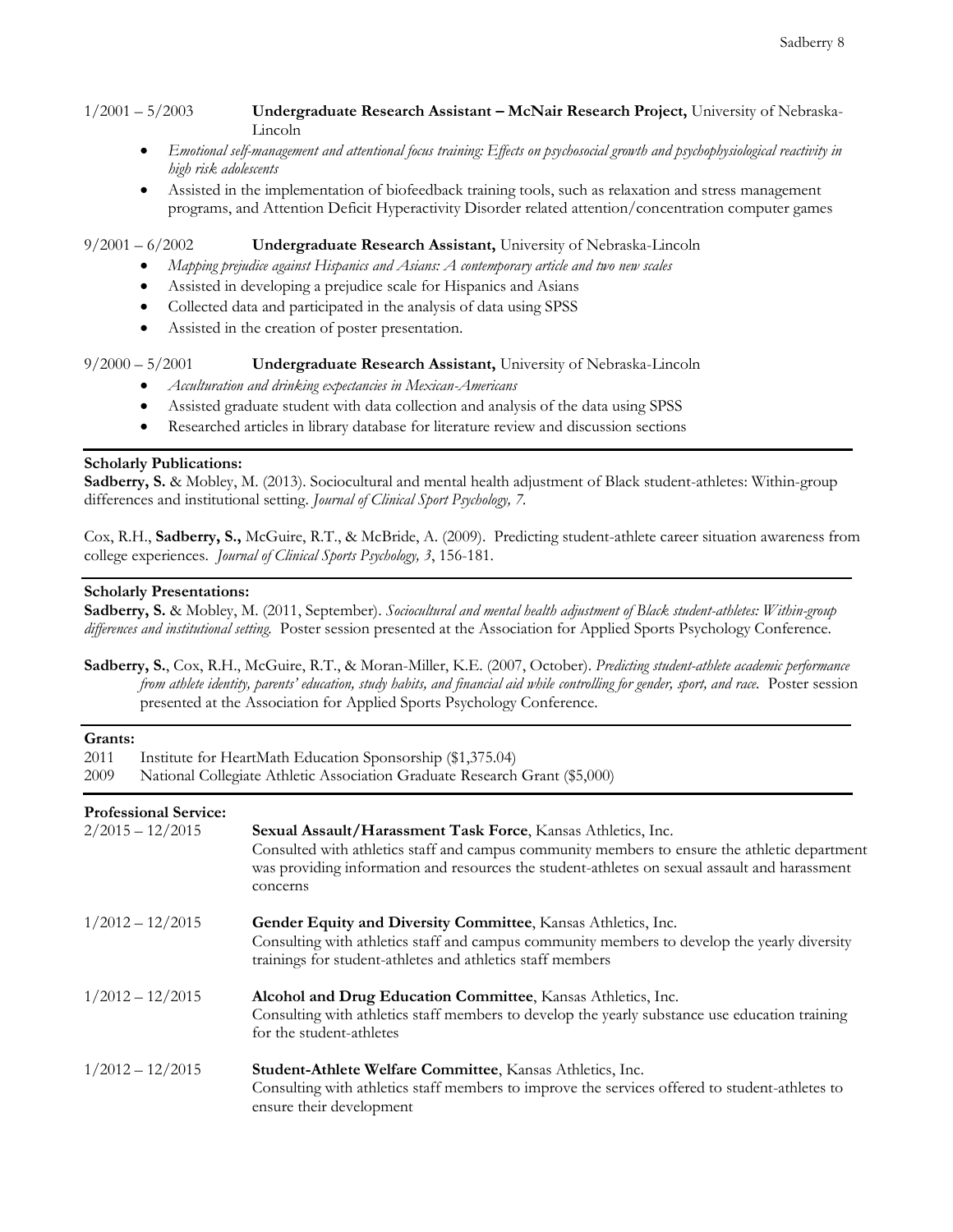1/2001 – 5/2003 **Undergraduate Research Assistant – McNair Research Project,** University of Nebraska-Lincoln

- *Emotional self-management and attentional focus training: Effects on psychosocial growth and psychophysiological reactivity in high risk adolescents*
- Assisted in the implementation of biofeedback training tools, such as relaxation and stress management programs, and Attention Deficit Hyperactivity Disorder related attention/concentration computer games

9/2001 – 6/2002 **Undergraduate Research Assistant,** University of Nebraska-Lincoln

- *Mapping prejudice against Hispanics and Asians: A contemporary article and two new scales*
- Assisted in developing a prejudice scale for Hispanics and Asians
- Collected data and participated in the analysis of data using SPSS
- Assisted in the creation of poster presentation.

9/2000 – 5/2001 **Undergraduate Research Assistant,** University of Nebraska-Lincoln

- *Acculturation and drinking expectancies in Mexican-Americans*
- Assisted graduate student with data collection and analysis of the data using SPSS
- Researched articles in library database for literature review and discussion sections

---

**Scholarly Publications:**

**Sadberry, S.** & Mobley, M. (2013). Sociocultural and mental health adjustment of Black student-athletes: Within-group differences and institutional setting. *Journal of Clinical Sport Psychology, 7.*

Cox, R.H., **Sadberry, S.,** McGuire, R.T., & McBride, A. (2009). Predicting student-athlete career situation awareness from college experiences. *Journal of Clinical Sports Psychology, 3*, 156-181.

---

**Scholarly Presentations:**

**Sadberry, S.** & Mobley, M. (2011, September). *Sociocultural and mental health adjustment of Black student-athletes: Within-group differences and institutional setting.* Poster session presented at the Association for Applied Sports Psychology Conference.

**Sadberry, S.**, Cox, R.H., McGuire, R.T., & Moran-Miller, K.E. (2007, October). *Predicting student-athlete academic performance from athlete identity, parents' education, study habits, and financial aid while controlling for gender, sport, and race.* Poster session presented at the Association for Applied Sports Psychology Conference.

---

**Grants:**

2011 Institute for HeartMath Education Sponsorship ($1,375.04)
2009 National Collegiate Athletic Association Graduate Research Grant ($5,000)

---

**Professional Service:**

2/2015 – 12/2015 **Sexual Assault/Harassment Task Force**, Kansas Athletics, Inc.
Consulted with athletics staff and campus community members to ensure the athletic department was providing information and resources the student-athletes on sexual assault and harassment concerns

1/2012 – 12/2015 **Gender Equity and Diversity Committee**, Kansas Athletics, Inc.
Consulting with athletics staff and campus community members to develop the yearly diversity trainings for student-athletes and athletics staff members

1/2012 – 12/2015 **Alcohol and Drug Education Committee**, Kansas Athletics, Inc.
Consulting with athletics staff members to develop the yearly substance use education training for the student-athletes

1/2012 – 12/2015 **Student-Athlete Welfare Committee**, Kansas Athletics, Inc.
Consulting with athletics staff members to improve the services offered to student-athletes to ensure their development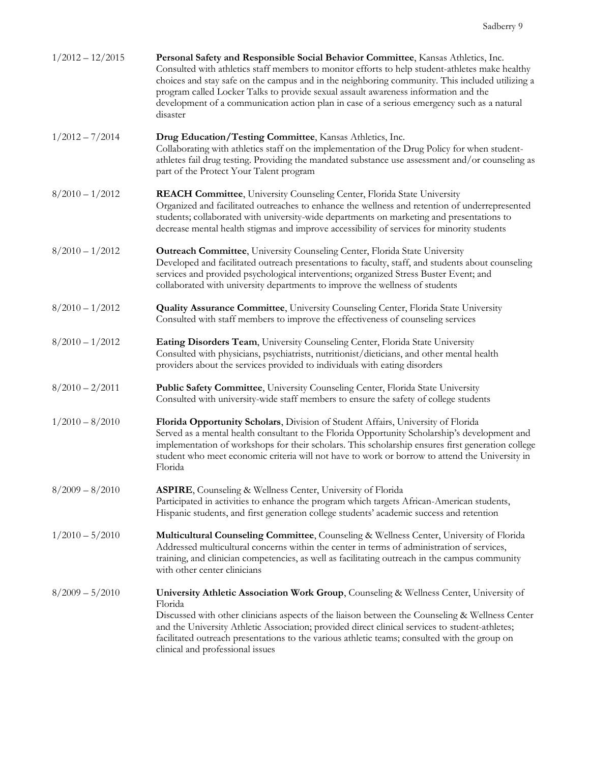1/2012 – 12/2015 **Personal Safety and Responsible Social Behavior Committee**, Kansas Athletics, Inc.
Consulted with athletics staff members to monitor efforts to help student-athletes make healthy choices and stay safe on the campus and in the neighboring community. This included utilizing a program called Locker Talks to provide sexual assault awareness information and the development of a communication action plan in case of a serious emergency such as a natural disaster

1/2012 – 7/2014 **Drug Education/Testing Committee**, Kansas Athletics, Inc.
Collaborating with athletics staff on the implementation of the Drug Policy for when student-athletes fail drug testing. Providing the mandated substance use assessment and/or counseling as part of the Protect Your Talent program

8/2010 – 1/2012 **REACH Committee**, University Counseling Center, Florida State University
Organized and facilitated outreaches to enhance the wellness and retention of underrepresented students; collaborated with university-wide departments on marketing and presentations to decrease mental health stigmas and improve accessibility of services for minority students

8/2010 – 1/2012 **Outreach Committee**, University Counseling Center, Florida State University
Developed and facilitated outreach presentations to faculty, staff, and students about counseling services and provided psychological interventions; organized Stress Buster Event; and collaborated with university departments to improve the wellness of students

8/2010 – 1/2012 **Quality Assurance Committee**, University Counseling Center, Florida State University
Consulted with staff members to improve the effectiveness of counseling services

8/2010 – 1/2012 **Eating Disorders Team**, University Counseling Center, Florida State University
Consulted with physicians, psychiatrists, nutritionist/dieticians, and other mental health providers about the services provided to individuals with eating disorders

8/2010 – 2/2011 **Public Safety Committee**, University Counseling Center, Florida State University
Consulted with university-wide staff members to ensure the safety of college students

1/2010 – 8/2010 **Florida Opportunity Scholars**, Division of Student Affairs, University of Florida
Served as a mental health consultant to the Florida Opportunity Scholarship's development and implementation of workshops for their scholars. This scholarship ensures first generation college student who meet economic criteria will not have to work or borrow to attend the University in Florida

8/2009 – 8/2010 **ASPIRE**, Counseling & Wellness Center, University of Florida
Participated in activities to enhance the program which targets African-American students, Hispanic students, and first generation college students' academic success and retention

1/2010 – 5/2010 **Multicultural Counseling Committee**, Counseling & Wellness Center, University of Florida
Addressed multicultural concerns within the center in terms of administration of services, training, and clinician competencies, as well as facilitating outreach in the campus community with other center clinicians

8/2009 – 5/2010 **University Athletic Association Work Group**, Counseling & Wellness Center, University of Florida
Discussed with other clinicians aspects of the liaison between the Counseling & Wellness Center and the University Athletic Association; provided direct clinical services to student-athletes; facilitated outreach presentations to the various athletic teams; consulted with the group on clinical and professional issues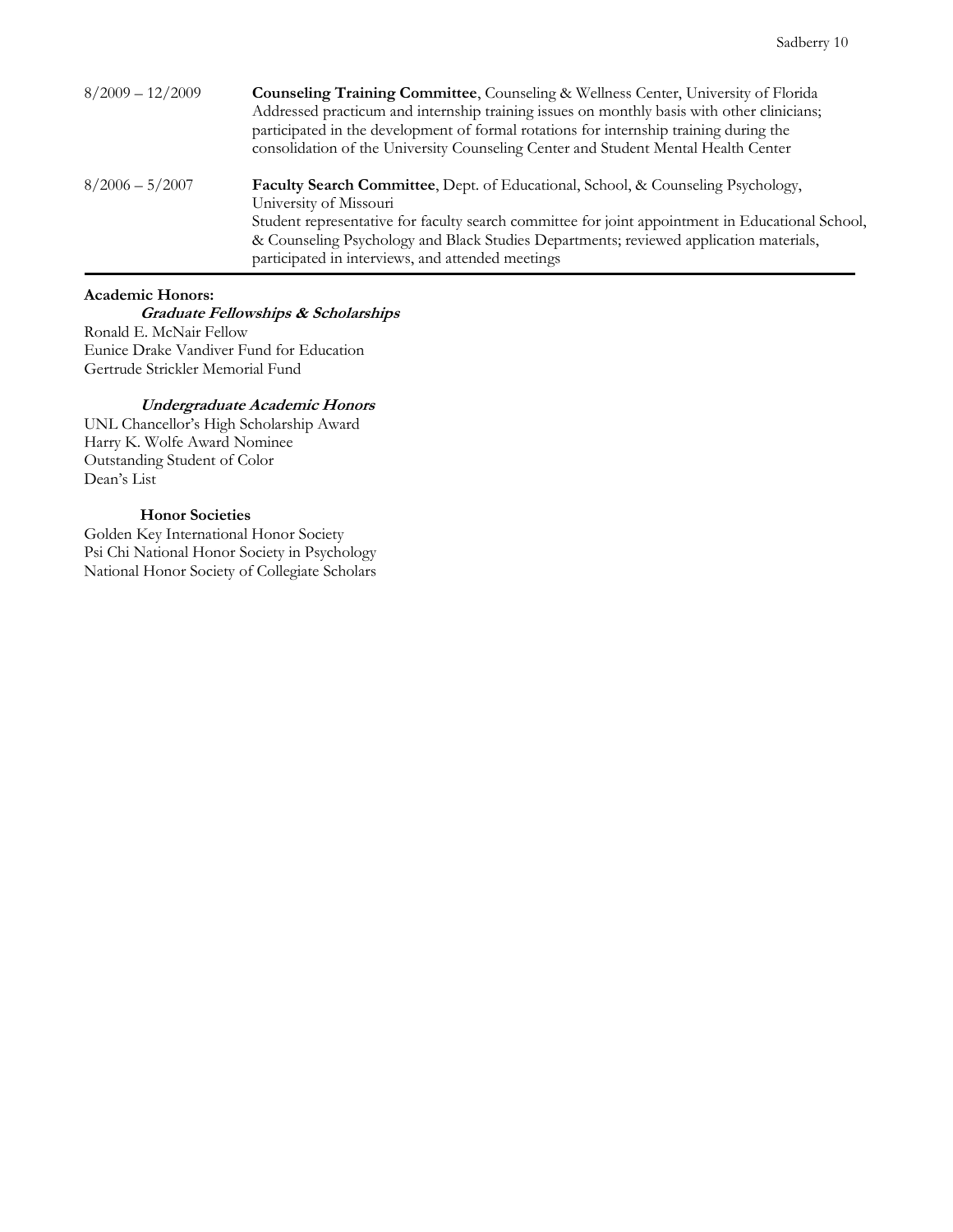| | |
|---|---|
| 8/2009 – 12/2009 | **Counseling Training Committee**, Counseling & Wellness Center, University of Florida<br>Addressed practicum and internship training issues on monthly basis with other clinicians; participated in the development of formal rotations for internship training during the consolidation of the University Counseling Center and Student Mental Health Center |
| 8/2006 – 5/2007 | **Faculty Search Committee**, Dept. of Educational, School, & Counseling Psychology, University of Missouri<br>Student representative for faculty search committee for joint appointment in Educational School, & Counseling Psychology and Black Studies Departments; reviewed application materials, participated in interviews, and attended meetings |

**Academic Honors:**

***Graduate Fellowships & Scholarships***

Ronald E. McNair Fellow
Eunice Drake Vandiver Fund for Education
Gertrude Strickler Memorial Fund

***Undergraduate Academic Honors***

UNL Chancellor's High Scholarship Award
Harry K. Wolfe Award Nominee
Outstanding Student of Color
Dean's List

**Honor Societies**

Golden Key International Honor Society
Psi Chi National Honor Society in Psychology
National Honor Society of Collegiate Scholars